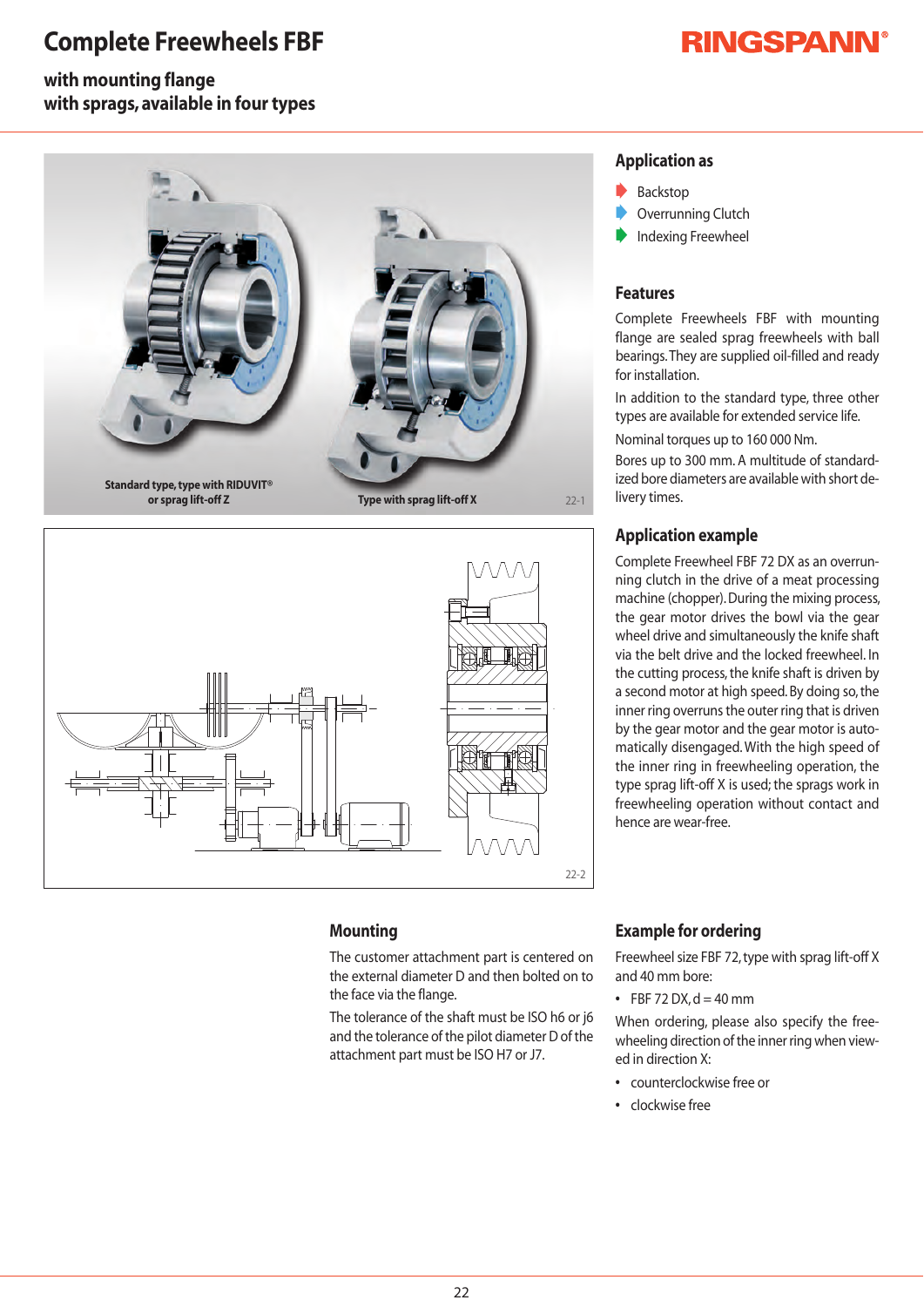# Complete Freewheels FBF

## with mounting flange
## with sprags, available in four types

Standard type, type with RIDUVIT® or sprag lift-off Z

Type with sprag lift-off X

22-1

22-2

## Application as

- Backstop
- Overrunning Clutch
- Indexing Freewheel

## Features

Complete Freewheels FBF with mounting flange are sealed sprag freewheels with ball bearings. They are supplied oil-filled and ready for installation.

In addition to the standard type, three other types are available for extended service life.

Nominal torques up to 160 000 Nm.

Bores up to 300 mm. A multitude of standardized bore diameters are available with short delivery times.

## Application example

Complete Freewheel FBF 72 DX as an overrunning clutch in the drive of a meat processing machine (chopper). During the mixing process, the gear motor drives the bowl via the gear wheel drive and simultaneously the knife shaft via the belt drive and the locked freewheel. In the cutting process, the knife shaft is driven by a second motor at high speed. By doing so, the inner ring overruns the outer ring that is driven by the gear motor and the gear motor is automatically disengaged. With the high speed of the inner ring in freewheeling operation, the type sprag lift-off X is used; the sprags work in freewheeling operation without contact and hence are wear-free.

## Mounting

The customer attachment part is centered on the external diameter D and then bolted on to the face via the flange.

The tolerance of the shaft must be ISO h6 or j6 and the tolerance of the pilot diameter D of the attachment part must be ISO H7 or J7.

## Example for ordering

Freewheel size FBF 72, type with sprag lift-off X and 40 mm bore:

- FBF 72 DX, d = 40 mm

When ordering, please also specify the freewheeling direction of the inner ring when viewed in direction X:

- counterclockwise free or
- clockwise free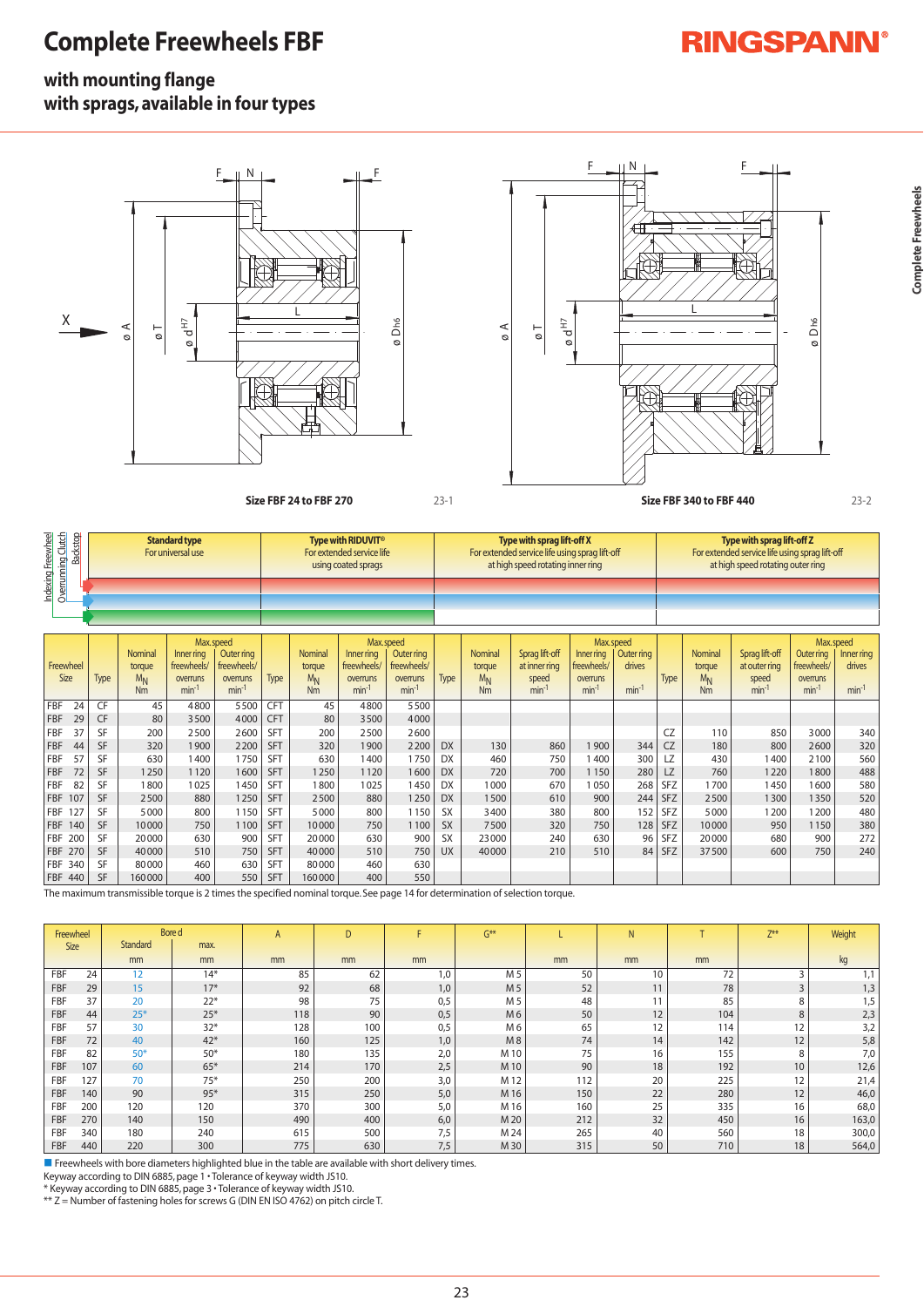# Complete Freewheels FBF

## with mounting flange
## with sprags, available in four types

Size FBF 24 to FBF 270 — 23-1

Size FBF 340 to FBF 440 — 23-2

| | Standard type | | | | Type with RIDUVIT® | | | | Type with sprag lift-off X | | | | | Type with sprag lift-off Z | | | | |
|---|---|---|---|---|---|---|---|---|---|---|---|---|---|---|---|---|---|---|
| | For universal use | | | | For extended service life using coated sprags | | | | For extended service life using sprag lift-off at high speed rotating inner ring | | | | | For extended service life using sprag lift-off at high speed rotating outer ring | | | | |
| Freewheel Size | Type | Nominal torque $M_N$ Nm | Max. speed Inner ring freewheels/ overruns $min^{-1}$ | Max. speed Outer ring freewheels/ overruns $min^{-1}$ | Type | Nominal torque $M_N$ Nm | Max. speed Inner ring freewheels/ overruns $min^{-1}$ | Max. speed Outer ring freewheels/ overruns $min^{-1}$ | Type | Nominal torque $M_N$ Nm | Sprag lift-off at inner ring speed $min^{-1}$ | Max. speed Inner ring freewheels/ overruns $min^{-1}$ | Max. speed Outer ring drives $min^{-1}$ | Type | Nominal torque $M_N$ Nm | Sprag lift-off at outer ring speed $min^{-1}$ | Max. speed Outer ring freewheels/ overruns $min^{-1}$ | Max. speed Inner ring drives $min^{-1}$ |
| FBF 24 | CF | 45 | 4 800 | 5 500 | CFT | 45 | 4 800 | 5 500 | | | | | | | | | | |
| FBF 29 | CF | 80 | 3 500 | 4 000 | CFT | 80 | 3 500 | 4 000 | | | | | | | | | | |
| FBF 37 | SF | 200 | 2 500 | 2 600 | SFT | 200 | 2 500 | 2 600 | | | | | | CZ | 110 | 850 | 3 000 | 340 |
| FBF 44 | SF | 320 | 1 900 | 2 200 | SFT | 320 | 1 900 | 2 200 | DX | 130 | 860 | 1 900 | 344 | CZ | 180 | 800 | 2 600 | 320 |
| FBF 57 | SF | 630 | 1 400 | 1 750 | SFT | 630 | 1 400 | 1 750 | DX | 460 | 750 | 1 400 | 300 | LZ | 430 | 1 400 | 2 100 | 560 |
| FBF 72 | SF | 1 250 | 1 120 | 1 600 | SFT | 1 250 | 1 120 | 1 600 | DX | 720 | 700 | 1 150 | 280 | LZ | 760 | 1 220 | 1 800 | 488 |
| FBF 82 | SF | 1 800 | 1 025 | 1 450 | SFT | 1 800 | 1 025 | 1 450 | DX | 1 000 | 670 | 1 050 | 268 | SFZ | 1 700 | 1 450 | 1 600 | 580 |
| FBF 107 | SF | 2 500 | 880 | 1 250 | SFT | 2 500 | 880 | 1 250 | DX | 1 500 | 610 | 900 | 244 | SFZ | 2 500 | 1 300 | 1 350 | 520 |
| FBF 127 | SF | 5 000 | 800 | 1 150 | SFT | 5 000 | 800 | 1 150 | SX | 3 400 | 380 | 800 | 152 | SFZ | 5 000 | 1 200 | 1 200 | 480 |
| FBF 140 | SF | 10 000 | 750 | 1 100 | SFT | 10 000 | 750 | 1 100 | SX | 7 500 | 320 | 750 | 128 | SFZ | 10 000 | 950 | 1 150 | 380 |
| FBF 200 | SF | 20 000 | 630 | 900 | SFT | 20 000 | 630 | 900 | SX | 23 000 | 240 | 630 | 96 | SFZ | 20 000 | 680 | 900 | 272 |
| FBF 270 | SF | 40 000 | 510 | 750 | SFT | 40 000 | 510 | 750 | UX | 40 000 | 210 | 510 | 84 | SFZ | 37 500 | 600 | 750 | 240 |
| FBF 340 | SF | 80 000 | 460 | 630 | SFT | 80 000 | 460 | 630 | | | | | | | | | | |
| FBF 440 | SF | 160 000 | 400 | 550 | SFT | 160 000 | 400 | 550 | | | | | | | | | | |

The maximum transmissible torque is 2 times the specified nominal torque. See page 14 for determination of selection torque.

| Freewheel Size | Bore d Standard mm | Bore d max. mm | A mm | D mm | F mm | G** | L mm | N mm | T mm | Z** | Weight kg |
|---|---|---|---|---|---|---|---|---|---|---|---|
| FBF 24 | 12 | 14* | 85 | 62 | 1,0 | M 5 | 50 | 10 | 72 | 3 | 1,1 |
| FBF 29 | 15 | 17* | 92 | 68 | 1,0 | M 5 | 52 | 11 | 78 | 3 | 1,3 |
| FBF 37 | 20 | 22* | 98 | 75 | 0,5 | M 5 | 48 | 11 | 85 | 8 | 1,5 |
| FBF 44 | 25* | 25* | 118 | 90 | 0,5 | M 6 | 50 | 12 | 104 | 8 | 2,3 |
| FBF 57 | 30 | 32* | 128 | 100 | 0,5 | M 6 | 65 | 12 | 114 | 12 | 3,2 |
| FBF 72 | 40 | 42* | 160 | 125 | 1,0 | M 8 | 74 | 14 | 142 | 12 | 5,8 |
| FBF 82 | 50* | 50* | 180 | 135 | 2,0 | M 10 | 75 | 16 | 155 | 8 | 7,0 |
| FBF 107 | 60 | 65* | 214 | 170 | 2,5 | M 10 | 90 | 18 | 192 | 10 | 12,6 |
| FBF 127 | 70 | 75* | 250 | 200 | 3,0 | M 12 | 112 | 20 | 225 | 12 | 21,4 |
| FBF 140 | 90 | 95* | 315 | 250 | 5,0 | M 16 | 150 | 22 | 280 | 12 | 46,0 |
| FBF 200 | 120 | 120 | 370 | 300 | 5,0 | M 16 | 160 | 25 | 335 | 16 | 68,0 |
| FBF 270 | 140 | 150 | 490 | 400 | 6,0 | M 20 | 212 | 32 | 450 | 16 | 163,0 |
| FBF 340 | 180 | 240 | 615 | 500 | 7,5 | M 24 | 265 | 40 | 560 | 18 | 300,0 |
| FBF 440 | 220 | 300 | 775 | 630 | 7,5 | M 30 | 315 | 50 | 710 | 18 | 564,0 |

■ Freewheels with bore diameters highlighted blue in the table are available with short delivery times.
Keyway according to DIN 6885, page 1 • Tolerance of keyway width JS10.
\* Keyway according to DIN 6885, page 3 • Tolerance of keyway width JS10.
** Z = Number of fastening holes for screws G (DIN EN ISO 4762) on pitch circle T.